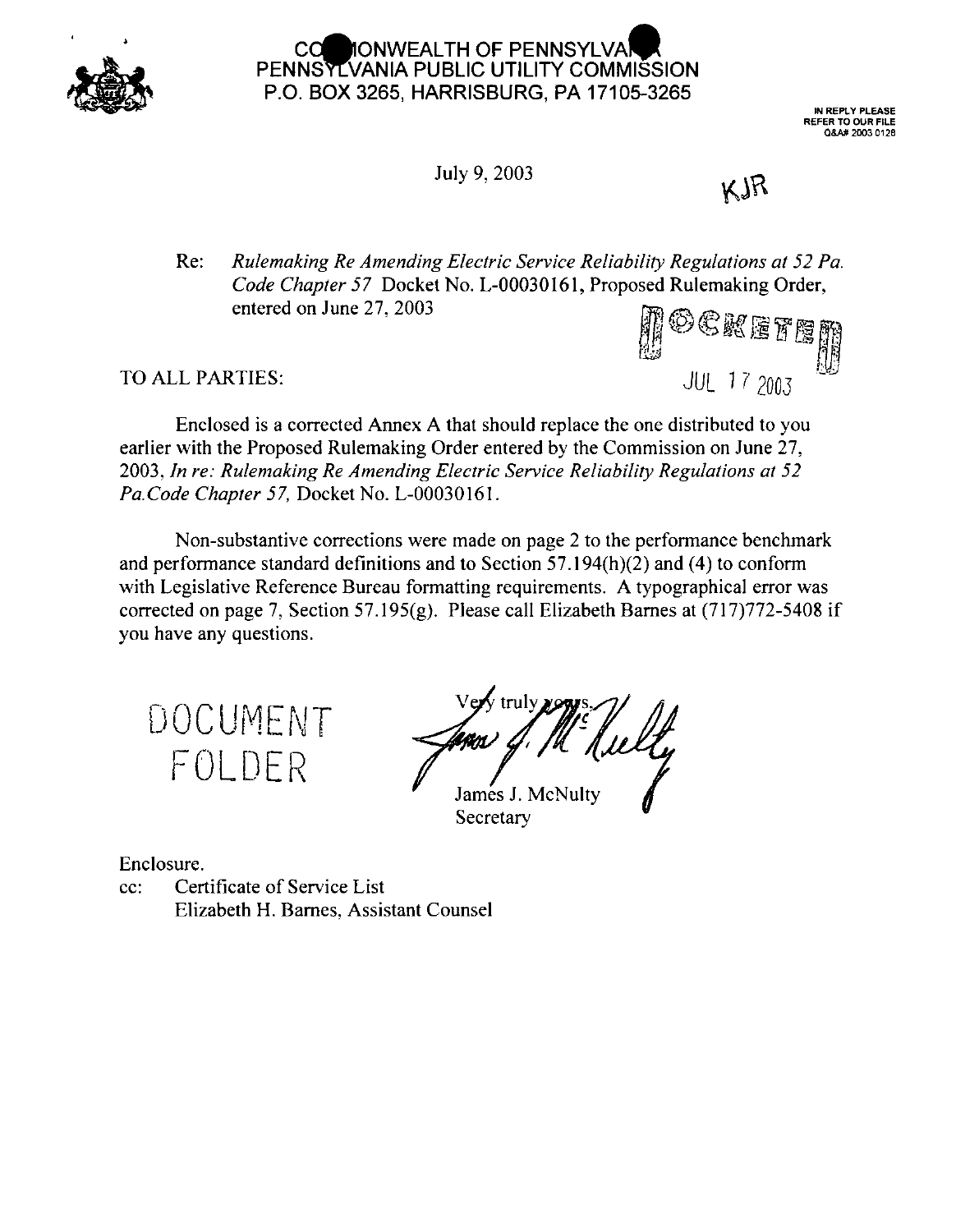# COMMONWEALTH OF PENNSYLVANIA
## PENNSYLVANIA PUBLIC UTILITY COMMISSION
### P.O. BOX 3265, HARRISBURG, PA 17105-3265

IN REPLY PLEASE REFER TO OUR FILE Q&A# 2003 0128

July 9, 2003

KJR

Re: *Rulemaking Re Amending Electric Service Reliability Regulations at 52 Pa. Code Chapter 57* Docket No. L-00030161, Proposed Rulemaking Order, entered on June 27, 2003

DOCKETED

JUL 17 2003

TO ALL PARTIES:

Enclosed is a corrected Annex A that should replace the one distributed to you earlier with the Proposed Rulemaking Order entered by the Commission on June 27, 2003, *In re: Rulemaking Re Amending Electric Service Reliability Regulations at 52 Pa.Code Chapter 57,* Docket No. L-00030161.

Non-substantive corrections were made on page 2 to the performance benchmark and performance standard definitions and to Section 57.194(h)(2) and (4) to conform with Legislative Reference Bureau formatting requirements. A typographical error was corrected on page 7, Section 57.195(g). Please call Elizabeth Barnes at (717)772-5408 if you have any questions.

DOCUMENT FOLDER

Very truly yours,

James J. McNulty
Secretary

Enclosure.

cc: Certificate of Service List
Elizabeth H. Barnes, Assistant Counsel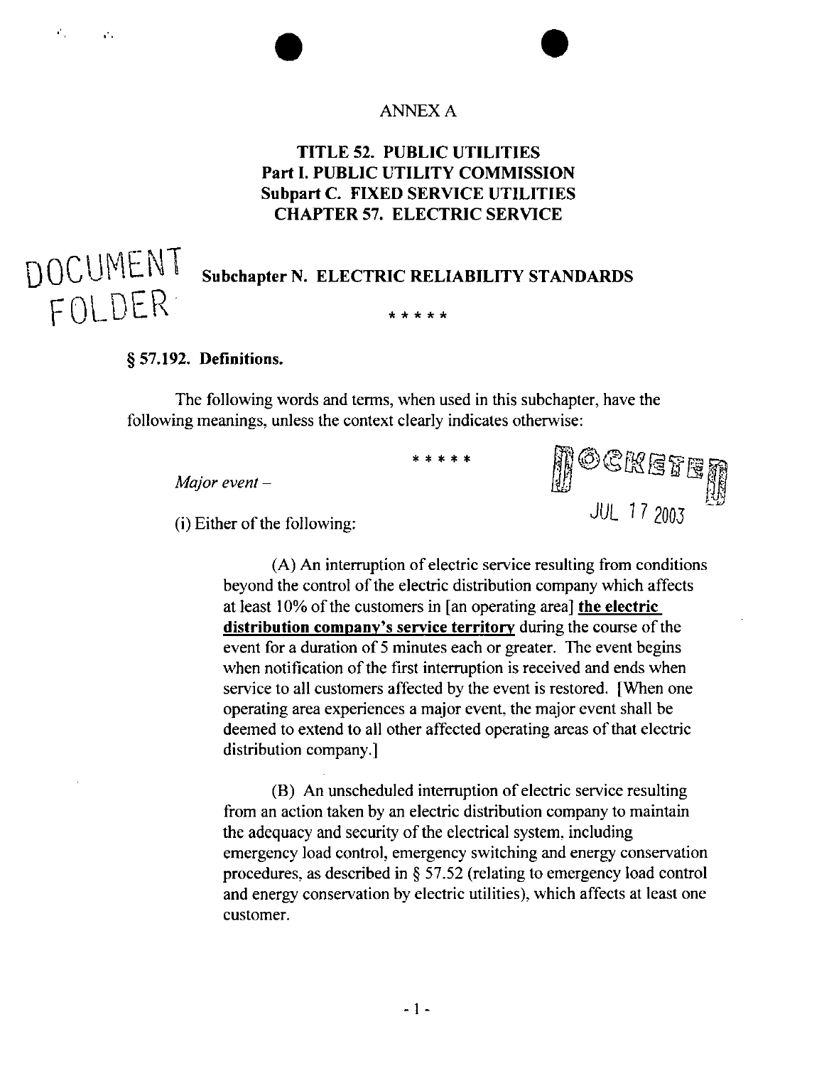ANNEX A

## TITLE 52. PUBLIC UTILITIES
## Part I. PUBLIC UTILITY COMMISSION
## Subpart C. FIXED SERVICE UTILITIES
## CHAPTER 57. ELECTRIC SERVICE

DOCUMENT FOLDER

### Subchapter N. ELECTRIC RELIABILITY STANDARDS

\* \* \* \* \*

**§ 57.192. Definitions.**

The following words and terms, when used in this subchapter, have the following meanings, unless the context clearly indicates otherwise:

\* \* \* \* \*

DOCKETED JUL 17 2003

*Major event* –

(i) Either of the following:

(A) An interruption of electric service resulting from conditions beyond the control of the electric distribution company which affects at least 10% of the customers in [an operating area] **<u>the electric distribution company's service territory</u>** during the course of the event for a duration of 5 minutes each or greater. The event begins when notification of the first interruption is received and ends when service to all customers affected by the event is restored. [When one operating area experiences a major event, the major event shall be deemed to extend to all other affected operating areas of that electric distribution company.]

(B) An unscheduled interruption of electric service resulting from an action taken by an electric distribution company to maintain the adequacy and security of the electrical system, including emergency load control, emergency switching and energy conservation procedures, as described in § 57.52 (relating to emergency load control and energy conservation by electric utilities), which affects at least one customer.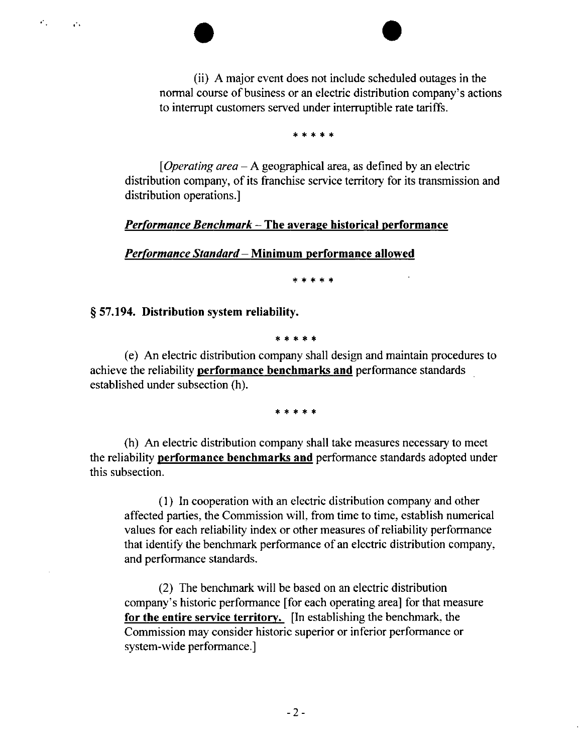(ii) A major event does not include scheduled outages in the normal course of business or an electric distribution company's actions to interrupt customers served under interruptible rate tariffs.

\* \* \* \* \*

[*Operating area* – A geographical area, as defined by an electric distribution company, of its franchise service territory for its transmission and distribution operations.]

***<u>Performance Benchmark</u>* <u>– The average historical performance</u>**

***<u>Performance Standard</u>* <u>– Minimum performance allowed</u>**

\* \* \* \* \*

**§ 57.194. Distribution system reliability.**

\* \* \* \* \*

(e) An electric distribution company shall design and maintain procedures to achieve the reliability **<u>performance benchmarks and</u>** performance standards established under subsection (h).

\* \* \* \* \*

(h) An electric distribution company shall take measures necessary to meet the reliability **<u>performance benchmarks and</u>** performance standards adopted under this subsection.

(1) In cooperation with an electric distribution company and other affected parties, the Commission will, from time to time, establish numerical values for each reliability index or other measures of reliability performance that identify the benchmark performance of an electric distribution company, and performance standards.

(2) The benchmark will be based on an electric distribution company's historic performance [for each operating area] for that measure **<u>for the entire service territory.</u>** [In establishing the benchmark, the Commission may consider historic superior or inferior performance or system-wide performance.]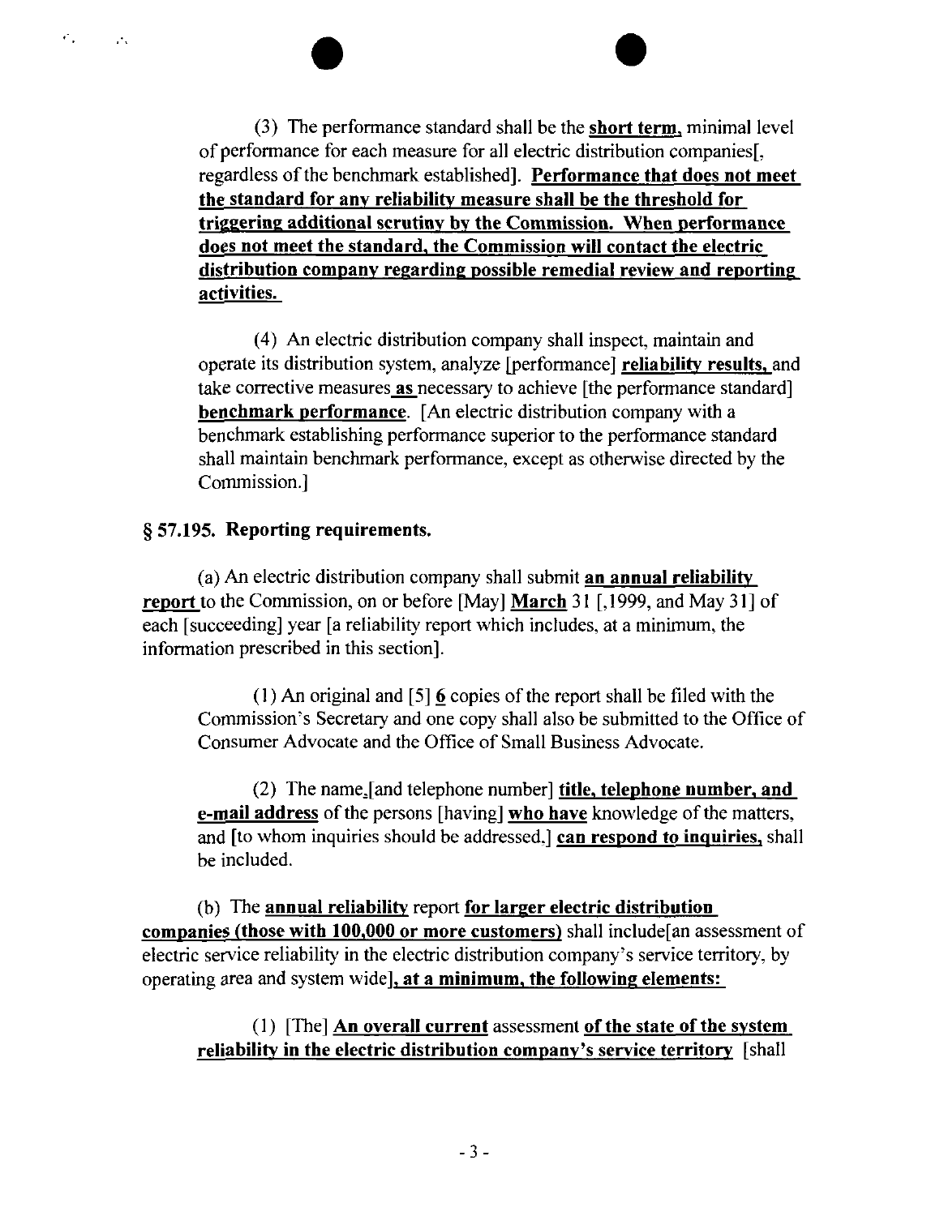(3) The performance standard shall be the **short term**, minimal level of performance for each measure for all electric distribution companies[, regardless of the benchmark established]. **Performance that does not meet the standard for any reliability measure shall be the threshold for triggering additional scrutiny by the Commission. When performance does not meet the standard, the Commission will contact the electric distribution company regarding possible remedial review and reporting activities.**

(4) An electric distribution company shall inspect, maintain and operate its distribution system, analyze [performance] **reliability results,** and take corrective measures **as** necessary to achieve [the performance standard] **benchmark performance**. [An electric distribution company with a benchmark establishing performance superior to the performance standard shall maintain benchmark performance, except as otherwise directed by the Commission.]

### § 57.195. Reporting requirements.

(a) An electric distribution company shall submit **an annual reliability report** to the Commission, on or before [May] **March** 31 [,1999, and May 31] of each [succeeding] year [a reliability report which includes, at a minimum, the information prescribed in this section].

(1) An original and [5] **6** copies of the report shall be filed with the Commission's Secretary and one copy shall also be submitted to the Office of Consumer Advocate and the Office of Small Business Advocate.

(2) The name,[and telephone number] **title, telephone number, and e-mail address** of the persons [having] **who have** knowledge of the matters, and [to whom inquiries should be addressed,] **can respond to inquiries,** shall be included.

(b) The **annual reliability** report **for larger electric distribution companies (those with 100,000 or more customers)** shall include[an assessment of electric service reliability in the electric distribution company's service territory, by operating area and system wide]**, at a minimum, the following elements:**

(1) [The] **An overall current** assessment **of the state of the system reliability in the electric distribution company's service territory** [shall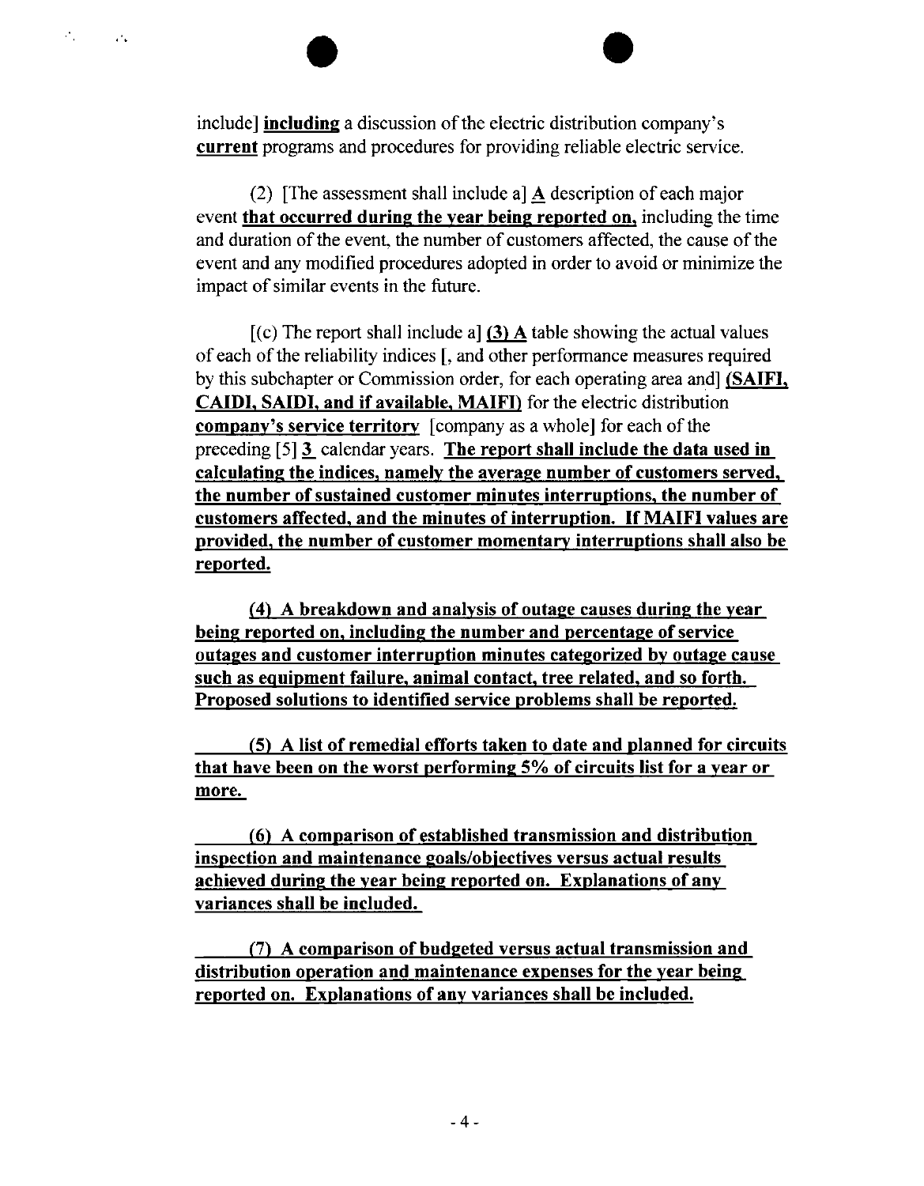include] **including** a discussion of the electric distribution company's **current** programs and procedures for providing reliable electric service.

(2) [The assessment shall include a] **A** description of each major event **that occurred during the year being reported on,** including the time and duration of the event, the number of customers affected, the cause of the event and any modified procedures adopted in order to avoid or minimize the impact of similar events in the future.

[(c) The report shall include a] **(3) A** table showing the actual values of each of the reliability indices [, and other performance measures required by this subchapter or Commission order, for each operating area and] **(SAIFI, CAIDI, SAIDI, and if available, MAIFI)** for the electric distribution **company's service territory** [company as a whole] for each of the preceding [5] **3** calendar years. **The report shall include the data used in calculating the indices, namely the average number of customers served, the number of sustained customer minutes interruptions, the number of customers affected, and the minutes of interruption. If MAIFI values are provided, the number of customer momentary interruptions shall also be reported.**

**(4) A breakdown and analysis of outage causes during the year being reported on, including the number and percentage of service outages and customer interruption minutes categorized by outage cause such as equipment failure, animal contact, tree related, and so forth. Proposed solutions to identified service problems shall be reported.**

**(5) A list of remedial efforts taken to date and planned for circuits that have been on the worst performing 5% of circuits list for a year or more.**

**(6) A comparison of established transmission and distribution inspection and maintenance goals/objectives versus actual results achieved during the year being reported on. Explanations of any variances shall be included.**

**(7) A comparison of budgeted versus actual transmission and distribution operation and maintenance expenses for the year being reported on. Explanations of any variances shall be included.**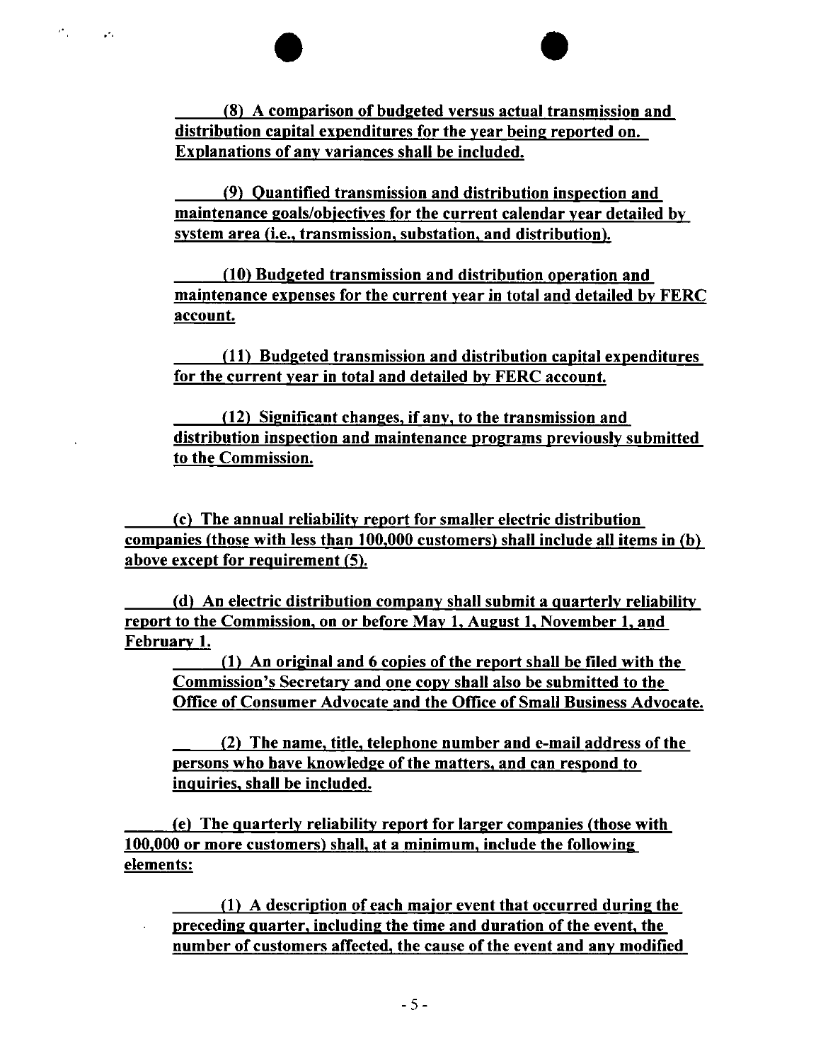(8) A comparison of budgeted versus actual transmission and distribution capital expenditures for the year being reported on. Explanations of any variances shall be included.

(9) Quantified transmission and distribution inspection and maintenance goals/objectives for the current calendar year detailed by system area (i.e., transmission, substation, and distribution).

(10) Budgeted transmission and distribution operation and maintenance expenses for the current year in total and detailed by FERC account.

(11) Budgeted transmission and distribution capital expenditures for the current year in total and detailed by FERC account.

(12) Significant changes, if any, to the transmission and distribution inspection and maintenance programs previously submitted to the Commission.

(c) The annual reliability report for smaller electric distribution companies (those with less than 100,000 customers) shall include all items in (b) above except for requirement (5).

(d) An electric distribution company shall submit a quarterly reliability report to the Commission, on or before May 1, August 1, November 1, and February 1.

(1) An original and 6 copies of the report shall be filed with the Commission's Secretary and one copy shall also be submitted to the Office of Consumer Advocate and the Office of Small Business Advocate.

(2) The name, title, telephone number and e-mail address of the persons who have knowledge of the matters, and can respond to inquiries, shall be included.

(e) The quarterly reliability report for larger companies (those with 100,000 or more customers) shall, at a minimum, include the following elements:

(1) A description of each major event that occurred during the preceding quarter, including the time and duration of the event, the number of customers affected, the cause of the event and any modified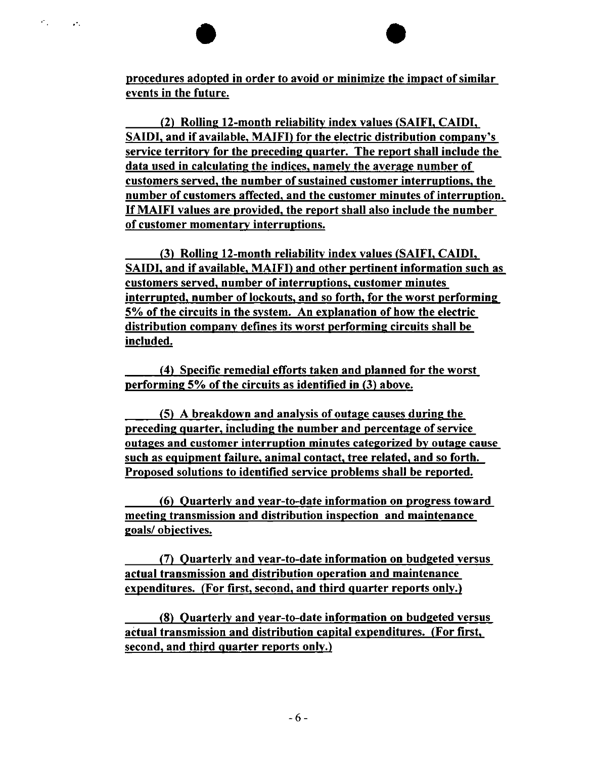procedures adopted in order to avoid or minimize the impact of similar events in the future.

(2) Rolling 12-month reliability index values (SAIFI, CAIDI, SAIDI, and if available, MAIFI) for the electric distribution company's service territory for the preceding quarter. The report shall include the data used in calculating the indices, namely the average number of customers served, the number of sustained customer interruptions, the number of customers affected, and the customer minutes of interruption. If MAIFI values are provided, the report shall also include the number of customer momentary interruptions.

(3) Rolling 12-month reliability index values (SAIFI, CAIDI, SAIDI, and if available, MAIFI) and other pertinent information such as customers served, number of interruptions, customer minutes interrupted, number of lockouts, and so forth, for the worst performing 5% of the circuits in the system. An explanation of how the electric distribution company defines its worst performing circuits shall be included.

(4) Specific remedial efforts taken and planned for the worst performing 5% of the circuits as identified in (3) above.

(5) A breakdown and analysis of outage causes during the preceding quarter, including the number and percentage of service outages and customer interruption minutes categorized by outage cause such as equipment failure, animal contact, tree related, and so forth. Proposed solutions to identified service problems shall be reported.

(6) Quarterly and year-to-date information on progress toward meeting transmission and distribution inspection and maintenance goals/ objectives.

(7) Quarterly and year-to-date information on budgeted versus actual transmission and distribution operation and maintenance expenditures. (For first, second, and third quarter reports only.)

(8) Quarterly and year-to-date information on budgeted versus actual transmission and distribution capital expenditures. (For first, second, and third quarter reports only.)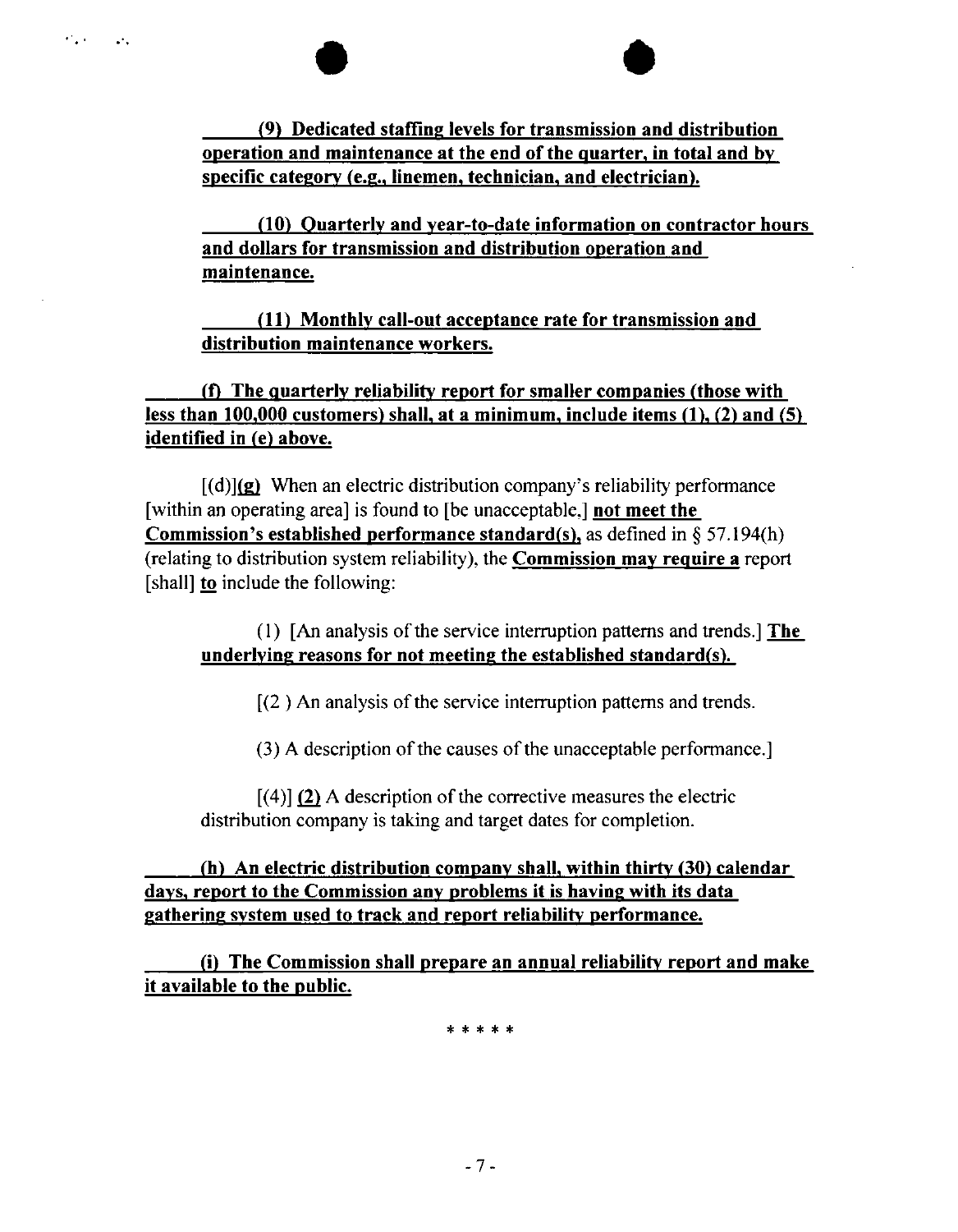**(9) Dedicated staffing levels for transmission and distribution operation and maintenance at the end of the quarter, in total and by specific category (e.g., linemen, technician, and electrician).**

**(10) Quarterly and year-to-date information on contractor hours and dollars for transmission and distribution operation and maintenance.**

**(11) Monthly call-out acceptance rate for transmission and distribution maintenance workers.**

**(f) The quarterly reliability report for smaller companies (those with less than 100,000 customers) shall, at a minimum, include items (1), (2) and (5) identified in (e) above.**

[(d)]**(g)** When an electric distribution company's reliability performance [within an operating area] is found to [be unacceptable,] **not meet the Commission's established performance standard(s),** as defined in § 57.194(h) (relating to distribution system reliability), the **Commission may require a** report [shall] **to** include the following:

(1) [An analysis of the service interruption patterns and trends.] **The underlying reasons for not meeting the established standard(s).**

[(2 ) An analysis of the service interruption patterns and trends.

(3) A description of the causes of the unacceptable performance.]

[(4)] **(2)** A description of the corrective measures the electric distribution company is taking and target dates for completion.

**(h) An electric distribution company shall, within thirty (30) calendar days, report to the Commission any problems it is having with its data gathering system used to track and report reliability performance.**

**(i) The Commission shall prepare an annual reliability report and make it available to the public.**

\* \* \* \* \*